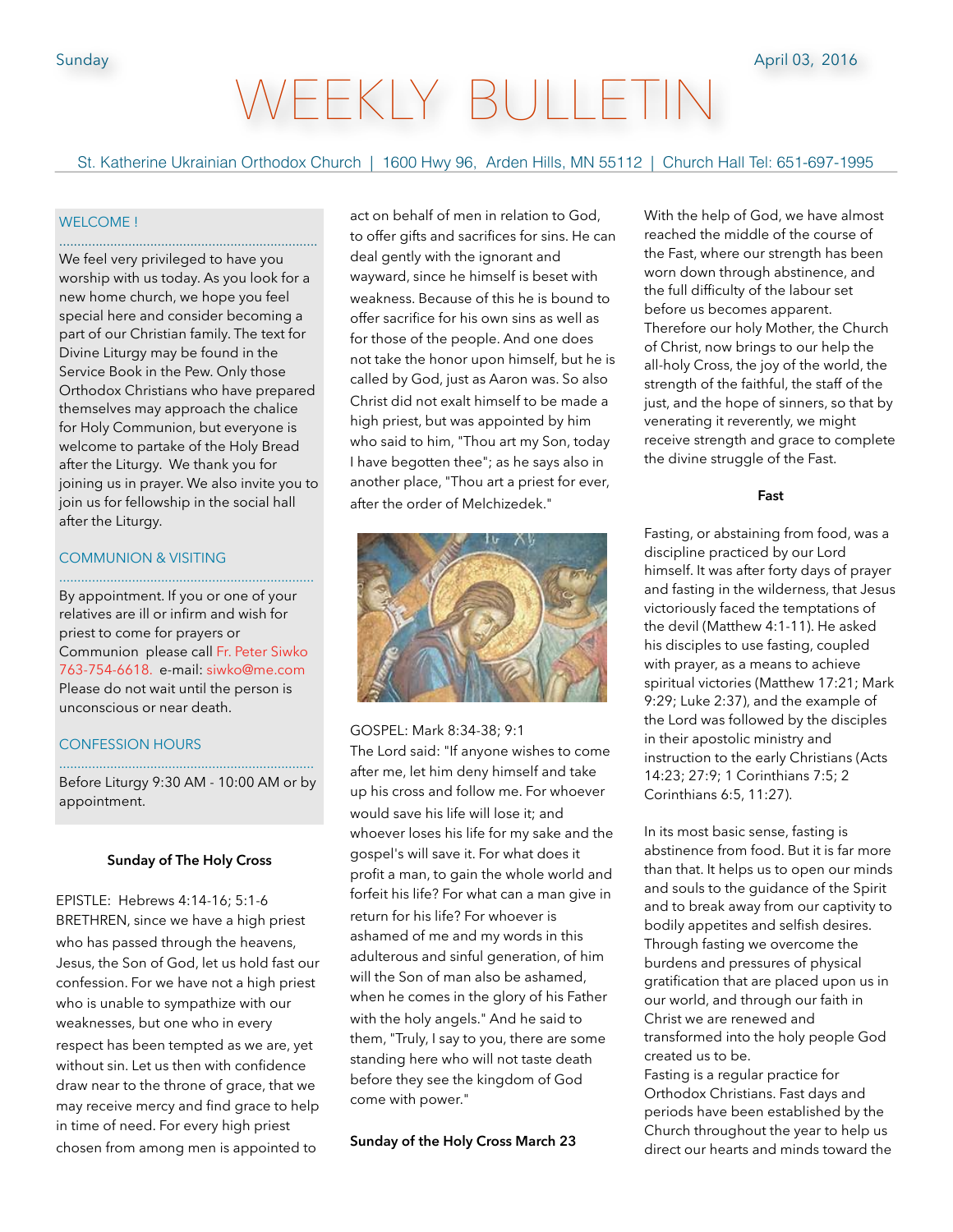Sunday April 03, 2016

# WEEKLY BULLETIN

St. Katherine Ukrainian Orthodox Church | 1600 Hwy 96, Arden Hills, MN 55112 | Church Hall Tel: 651-697-1995

### WELCOME !

We feel very privileged to have you worship with us today. As you look for a new home church, we hope you feel special here and consider becoming a part of our Christian family. The text for Divine Liturgy may be found in the Service Book in the Pew. Only those Orthodox Christians who have prepared themselves may approach the chalice for Holy Communion, but everyone is welcome to partake of the Holy Bread after the Liturgy. We thank you for joining us in prayer. We also invite you to join us for fellowship in the social hall after the Liturgy.

### COMMUNION & VISITING

By appointment. If you or one of your relatives are ill or infirm and wish for priest to come for prayers or Communion please call Fr. Peter Siwko 763-754-6618. e-mail: siwko@me.com Please do not wait until the person is unconscious or near death.

### CONFESSION HOURS

Before Liturgy 9:30 AM - 10:00 AM or by appointment.

**Sunday of The Holy Cross**

EPISTLE: Hebrews 4:14-16; 5:1-6
BRETHREN, since we have a high priest who has passed through the heavens, Jesus, the Son of God, let us hold fast our confession. For we have not a high priest who is unable to sympathize with our weaknesses, but one who in every respect has been tempted as we are, yet without sin. Let us then with confidence draw near to the throne of grace, that we may receive mercy and find grace to help in time of need. For every high priest chosen from among men is appointed to act on behalf of men in relation to God, to offer gifts and sacrifices for sins. He can deal gently with the ignorant and wayward, since he himself is beset with weakness. Because of this he is bound to offer sacrifice for his own sins as well as for those of the people. And one does not take the honor upon himself, but he is called by God, just as Aaron was. So also Christ did not exalt himself to be made a high priest, but was appointed by him who said to him, "Thou art my Son, today I have begotten thee"; as he says also in another place, "Thou art a priest for ever, after the order of Melchizedek."

GOSPEL: Mark 8:34-38; 9:1
The Lord said: "If anyone wishes to come after me, let him deny himself and take up his cross and follow me. For whoever would save his life will lose it; and whoever loses his life for my sake and the gospel's will save it. For what does it profit a man, to gain the whole world and forfeit his life? For what can a man give in return for his life? For whoever is ashamed of me and my words in this adulterous and sinful generation, of him will the Son of man also be ashamed, when he comes in the glory of his Father with the holy angels." And he said to them, "Truly, I say to you, there are some standing here who will not taste death before they see the kingdom of God come with power."

**Sunday of the Holy Cross March 23**

With the help of God, we have almost reached the middle of the course of the Fast, where our strength has been worn down through abstinence, and the full difficulty of the labour set before us becomes apparent. Therefore our holy Mother, the Church of Christ, now brings to our help the all-holy Cross, the joy of the world, the strength of the faithful, the staff of the just, and the hope of sinners, so that by venerating it reverently, we might receive strength and grace to complete the divine struggle of the Fast.

**Fast**

Fasting, or abstaining from food, was a discipline practiced by our Lord himself. It was after forty days of prayer and fasting in the wilderness, that Jesus victoriously faced the temptations of the devil (Matthew 4:1-11). He asked his disciples to use fasting, coupled with prayer, as a means to achieve spiritual victories (Matthew 17:21; Mark 9:29; Luke 2:37), and the example of the Lord was followed by the disciples in their apostolic ministry and instruction to the early Christians (Acts 14:23; 27:9; 1 Corinthians 7:5; 2 Corinthians 6:5, 11:27).

In its most basic sense, fasting is abstinence from food. But it is far more than that. It helps us to open our minds and souls to the guidance of the Spirit and to break away from our captivity to bodily appetites and selfish desires. Through fasting we overcome the burdens and pressures of physical gratification that are placed upon us in our world, and through our faith in Christ we are renewed and transformed into the holy people God created us to be.
Fasting is a regular practice for Orthodox Christians. Fast days and periods have been established by the Church throughout the year to help us direct our hearts and minds toward the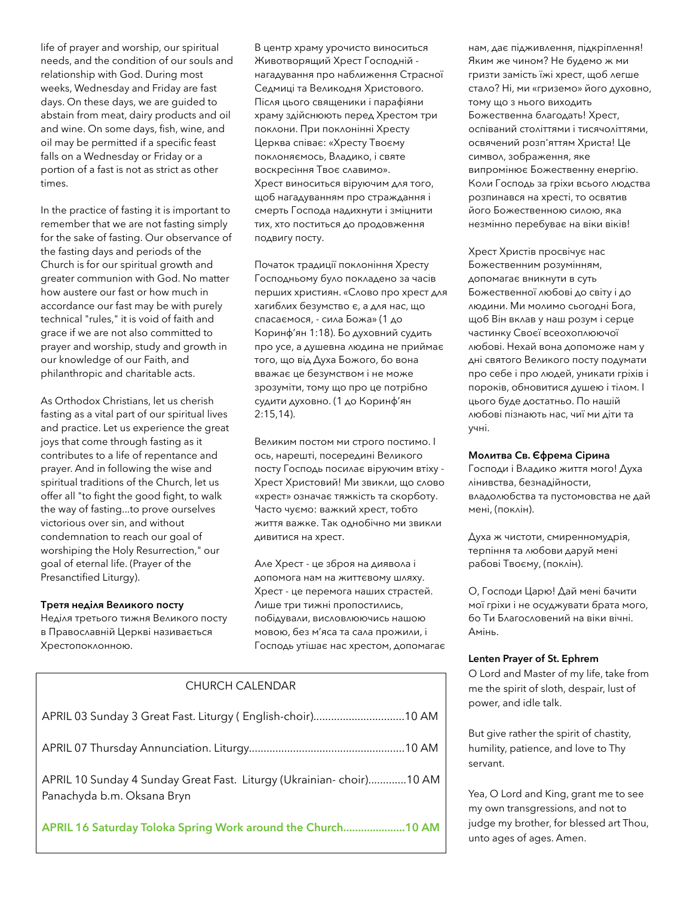life of prayer and worship, our spiritual needs, and the condition of our souls and relationship with God. During most weeks, Wednesday and Friday are fast days. On these days, we are guided to abstain from meat, dairy products and oil and wine. On some days, fish, wine, and oil may be permitted if a specific feast falls on a Wednesday or Friday or a portion of a fast is not as strict as other times.

In the practice of fasting it is important to remember that we are not fasting simply for the sake of fasting. Our observance of the fasting days and periods of the Church is for our spiritual growth and greater communion with God. No matter how austere our fast or how much in accordance our fast may be with purely technical "rules," it is void of faith and grace if we are not also committed to prayer and worship, study and growth in our knowledge of our Faith, and philanthropic and charitable acts.

As Orthodox Christians, let us cherish fasting as a vital part of our spiritual lives and practice. Let us experience the great joys that come through fasting as it contributes to a life of repentance and prayer. And in following the wise and spiritual traditions of the Church, let us offer all "to fight the good fight, to walk the way of fasting...to prove ourselves victorious over sin, and without condemnation to reach our goal of worshiping the Holy Resurrection," our goal of eternal life. (Prayer of the Presanctified Liturgy).

**Третя неділя Великого посту**

Неділя третього тижня Великого посту в Православній Церкві називається Хрестопоклонною.

В центр храму урочисто виноситься Животворящий Хрест Господній - нагадування про наближення Страсної Седмиці та Великодня Христового. Після цього священики і парафіяни храму здійснюють перед Хрестом три поклони. При поклонінні Хресту Церква співає: «Хресту Твоєму поклоняємось, Владико, і святе воскресіння Твоє славимо».
Хрест виноситься віруючим для того, щоб нагадуванням про страждання і смерть Господа надихнути і зміцнити тих, хто поститься до продовження подвигу посту.

Початок традиції поклоніння Хресту Господньому було покладено за часів перших християн. «Слово про хрест для хагиблих безумство є, а для нас, що спасаємося, - сила Божа» (1 до Коринф'ян 1:18). Бо духовний судить про усе, а душевна людина не приймає того, що від Духа Божого, бо вона вважає це безумством і не може зрозуміти, тому що про це потрібно судити духовно. (1 до Коринф'ян 2:15,14).

Великим постом ми строго постимо. І ось, нарешті, посередині Великого посту Господь посилає віруючим втіху - Хрест Христовий! Ми звикли, що слово «хрест» означає тяжкість та скорботу. Часто чуємо: важкий хрест, тобто життя важке. Так однобічно ми звикли дивитися на хрест.

Але Хрест - це зброя на диявола і допомога нам на життєвому шляху. Хрест - це перемога наших страстей. Лише три тижні пропостились, побідували, висловлюючись нашою мовою, без м'яса та сала прожили, і Господь утішає нас хрестом, допомагає нам, дає підживлення, підкріплення! Яким же чином? Не будемо ж ми гризти замість їжі хрест, щоб легше стало? Ні, ми «гриземо» його духовно, тому що з нього виходить Божественна благодать! Хрест, оспіваний століттями і тисячоліттями, освячений розп'яттям Христа! Це символ, зображення, яке випромінює Божественну енергію. Коли Господь за гріхи всього людства розпинався на хресті, то освятив його Божественною силою, яка незмінно перебуває на віки віків!

Хрест Христів просвічує нас Божественним розумінням, допомагає вникнути в суть Божественної любові до світу і до людини. Ми молимо сьогодні Бога, щоб Він вклав у наш розум і серце частинку Своєї всеохоплюючої любові. Нехай вона допоможе нам у дні святого Великого посту подумати про себе і про людей, уникати гріхів і пороків, обновитися душею і тілом. І цього буде достатньо. По нашій любові пізнають нас, чиї ми діти та учні.

**Молитва Св. Єфрема Сірина**

Господи і Владико життя мого! Духа лінивства, безнадійности, владолюбства та пустомовства не дай мені, (поклін).

Духа ж чистоти, смиренномудрія, терпіння та любови даруй мені рабові Твоєму, (поклін).

О, Господи Царю! Дай мені бачити мої гріхи і не осуджувати брата мого, бо Ти Благословений на віки вічні. Амінь.

**Lenten Prayer of St. Ephrem**

O Lord and Master of my life, take from me the spirit of sloth, despair, lust of power, and idle talk.

But give rather the spirit of chastity, humility, patience, and love to Thy servant.

Yea, O Lord and King, grant me to see my own transgressions, and not to judge my brother, for blessed art Thou, unto ages of ages. Amen.

## CHURCH CALENDAR

APRIL 03 Sunday 3 Great Fast. Liturgy ( English-choir)..............................10 AM

APRIL 07 Thursday Annunciation. Liturgy....................................................10 AM

APRIL 10 Sunday 4 Sunday Great Fast. Liturgy (Ukrainian- choir).............10 AM
Panachyda b.m. Oksana Bryn

**APRIL 16 Saturday Toloka Spring Work around the Church.....................10 AM**